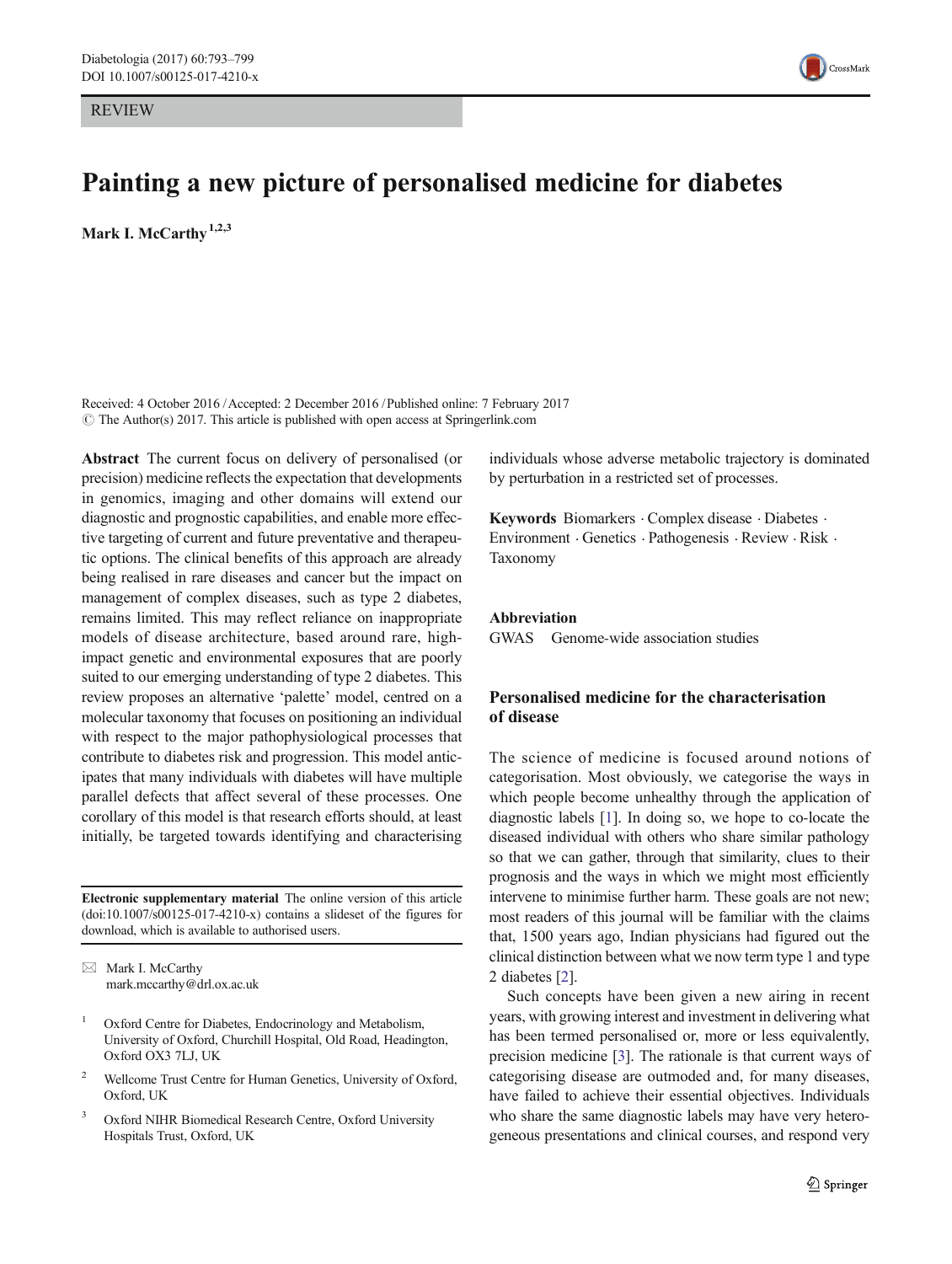REVIEW

# Painting a new picture of personalised medicine for diabetes

**Mark I. McCarthy** [1,2,3]

Received: 4 October 2016 / Accepted: 2 December 2016 / Published online: 7 February 2017
© The Author(s) 2017. This article is published with open access at Springerlink.com

**Abstract** The current focus on delivery of personalised (or precision) medicine reflects the expectation that developments in genomics, imaging and other domains will extend our diagnostic and prognostic capabilities, and enable more effective targeting of current and future preventative and therapeutic options. The clinical benefits of this approach are already being realised in rare diseases and cancer but the impact on management of complex diseases, such as type 2 diabetes, remains limited. This may reflect reliance on inappropriate models of disease architecture, based around rare, high-impact genetic and environmental exposures that are poorly suited to our emerging understanding of type 2 diabetes. This review proposes an alternative 'palette' model, centred on a molecular taxonomy that focuses on positioning an individual with respect to the major pathophysiological processes that contribute to diabetes risk and progression. This model anticipates that many individuals with diabetes will have multiple parallel defects that affect several of these processes. One corollary of this model is that research efforts should, at least initially, be targeted towards identifying and characterising individuals whose adverse metabolic trajectory is dominated by perturbation in a restricted set of processes.

**Keywords** Biomarkers · Complex disease · Diabetes · Environment · Genetics · Pathogenesis · Review · Risk · Taxonomy

**Abbreviation**
GWAS Genome-wide association studies

**Electronic supplementary material** The online version of this article (doi:10.1007/s00125-017-4210-x) contains a slideset of the figures for download, which is available to authorised users.

✉ Mark I. McCarthy
mark.mccarthy@drl.ox.ac.uk

[1] Oxford Centre for Diabetes, Endocrinology and Metabolism, University of Oxford, Churchill Hospital, Old Road, Headington, Oxford OX3 7LJ, UK

[2] Wellcome Trust Centre for Human Genetics, University of Oxford, Oxford, UK

[3] Oxford NIHR Biomedical Research Centre, Oxford University Hospitals Trust, Oxford, UK

## Personalised medicine for the characterisation of disease

The science of medicine is focused around notions of categorisation. Most obviously, we categorise the ways in which people become unhealthy through the application of diagnostic labels [1]. In doing so, we hope to co-locate the diseased individual with others who share similar pathology so that we can gather, through that similarity, clues to their prognosis and the ways in which we might most efficiently intervene to minimise further harm. These goals are not new; most readers of this journal will be familiar with the claims that, 1500 years ago, Indian physicians had figured out the clinical distinction between what we now term type 1 and type 2 diabetes [2].

Such concepts have been given a new airing in recent years, with growing interest and investment in delivering what has been termed personalised or, more or less equivalently, precision medicine [3]. The rationale is that current ways of categorising disease are outmoded and, for many diseases, have failed to achieve their essential objectives. Individuals who share the same diagnostic labels may have very heterogeneous presentations and clinical courses, and respond very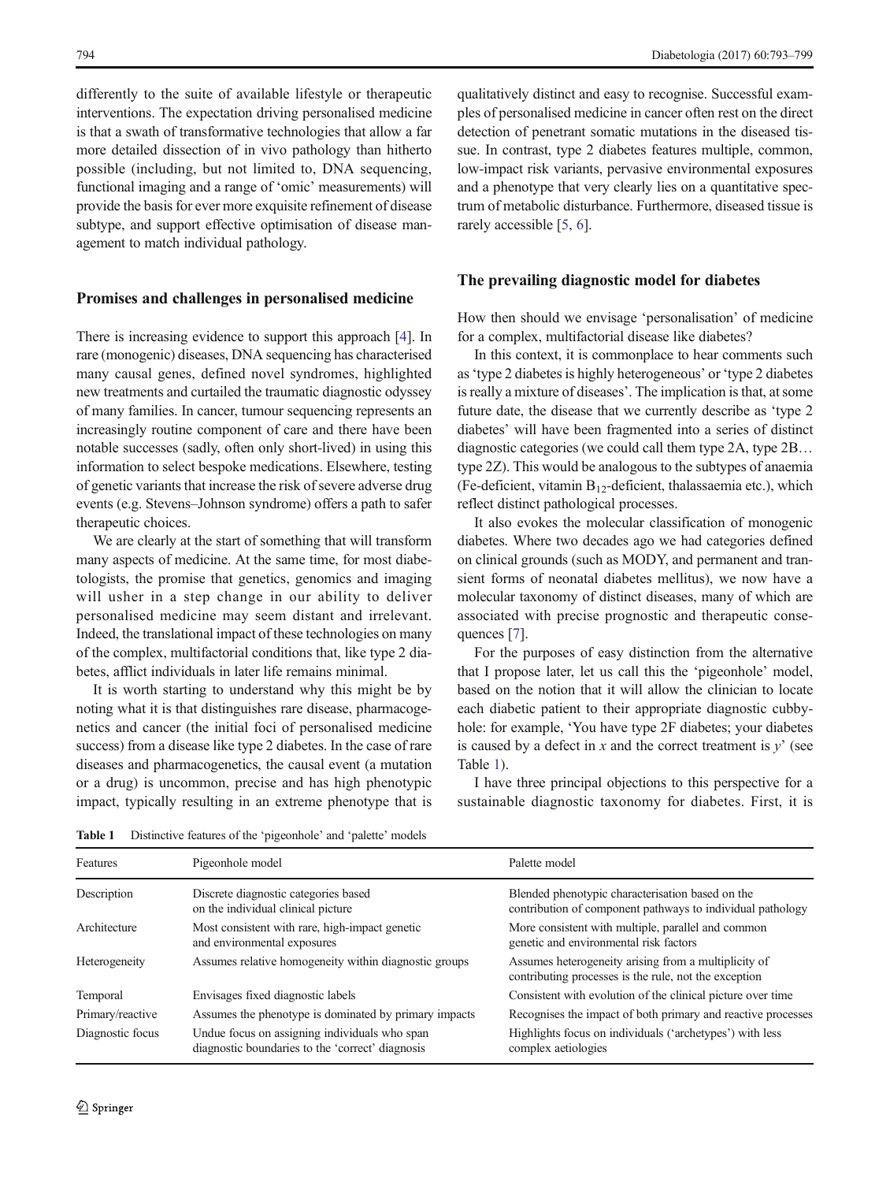differently to the suite of available lifestyle or therapeutic interventions. The expectation driving personalised medicine is that a swath of transformative technologies that allow a far more detailed dissection of in vivo pathology than hitherto possible (including, but not limited to, DNA sequencing, functional imaging and a range of 'omic' measurements) will provide the basis for ever more exquisite refinement of disease subtype, and support effective optimisation of disease management to match individual pathology.

## Promises and challenges in personalised medicine

There is increasing evidence to support this approach [4]. In rare (monogenic) diseases, DNA sequencing has characterised many causal genes, defined novel syndromes, highlighted new treatments and curtailed the traumatic diagnostic odyssey of many families. In cancer, tumour sequencing represents an increasingly routine component of care and there have been notable successes (sadly, often only short-lived) in using this information to select bespoke medications. Elsewhere, testing of genetic variants that increase the risk of severe adverse drug events (e.g. Stevens–Johnson syndrome) offers a path to safer therapeutic choices.

We are clearly at the start of something that will transform many aspects of medicine. At the same time, for most diabetologists, the promise that genetics, genomics and imaging will usher in a step change in our ability to deliver personalised medicine may seem distant and irrelevant. Indeed, the translational impact of these technologies on many of the complex, multifactorial conditions that, like type 2 diabetes, afflict individuals in later life remains minimal.

It is worth starting to understand why this might be by noting what it is that distinguishes rare disease, pharmacogenetics and cancer (the initial foci of personalised medicine success) from a disease like type 2 diabetes. In the case of rare diseases and pharmacogenetics, the causal event (a mutation or a drug) is uncommon, precise and has high phenotypic impact, typically resulting in an extreme phenotype that is qualitatively distinct and easy to recognise. Successful examples of personalised medicine in cancer often rest on the direct detection of penetrant somatic mutations in the diseased tissue. In contrast, type 2 diabetes features multiple, common, low-impact risk variants, pervasive environmental exposures and a phenotype that very clearly lies on a quantitative spectrum of metabolic disturbance. Furthermore, diseased tissue is rarely accessible [5, 6].

## The prevailing diagnostic model for diabetes

How then should we envisage 'personalisation' of medicine for a complex, multifactorial disease like diabetes?

In this context, it is commonplace to hear comments such as 'type 2 diabetes is highly heterogeneous' or 'type 2 diabetes is really a mixture of diseases'. The implication is that, at some future date, the disease that we currently describe as 'type 2 diabetes' will have been fragmented into a series of distinct diagnostic categories (we could call them type 2A, type 2B… type 2Z). This would be analogous to the subtypes of anaemia (Fe-deficient, vitamin $B_{12}$-deficient, thalassaemia etc.), which reflect distinct pathological processes.

It also evokes the molecular classification of monogenic diabetes. Where two decades ago we had categories defined on clinical grounds (such as MODY, and permanent and transient forms of neonatal diabetes mellitus), we now have a molecular taxonomy of distinct diseases, many of which are associated with precise prognostic and therapeutic consequences [7].

For the purposes of easy distinction from the alternative that I propose later, let us call this the 'pigeonhole' model, based on the notion that it will allow the clinician to locate each diabetic patient to their appropriate diagnostic cubbyhole: for example, 'You have type 2F diabetes; your diabetes is caused by a defect in *x* and the correct treatment is *y*' (see Table 1).

I have three principal objections to this perspective for a sustainable diagnostic taxonomy for diabetes. First, it is

**Table 1** Distinctive features of the 'pigeonhole' and 'palette' models

| Features | Pigeonhole model | Palette model |
|---|---|---|
| Description | Discrete diagnostic categories based on the individual clinical picture | Blended phenotypic characterisation based on the contribution of component pathways to individual pathology |
| Architecture | Most consistent with rare, high-impact genetic and environmental exposures | More consistent with multiple, parallel and common genetic and environmental risk factors |
| Heterogeneity | Assumes relative homogeneity within diagnostic groups | Assumes heterogeneity arising from a multiplicity of contributing processes is the rule, not the exception |
| Temporal | Envisages fixed diagnostic labels | Consistent with evolution of the clinical picture over time |
| Primary/reactive | Assumes the phenotype is dominated by primary impacts | Recognises the impact of both primary and reactive processes |
| Diagnostic focus | Undue focus on assigning individuals who span diagnostic boundaries to the 'correct' diagnosis | Highlights focus on individuals ('archetypes') with less complex aetiologies |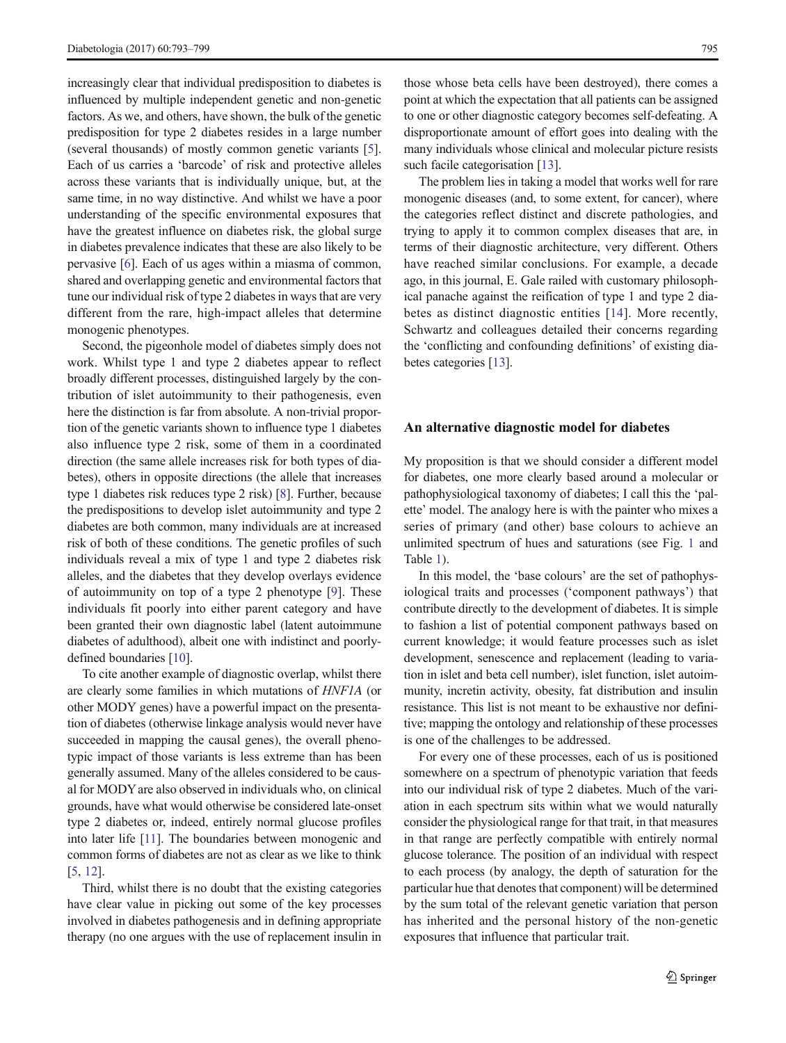increasingly clear that individual predisposition to diabetes is influenced by multiple independent genetic and non-genetic factors. As we, and others, have shown, the bulk of the genetic predisposition for type 2 diabetes resides in a large number (several thousands) of mostly common genetic variants [5]. Each of us carries a 'barcode' of risk and protective alleles across these variants that is individually unique, but, at the same time, in no way distinctive. And whilst we have a poor understanding of the specific environmental exposures that have the greatest influence on diabetes risk, the global surge in diabetes prevalence indicates that these are also likely to be pervasive [6]. Each of us ages within a miasma of common, shared and overlapping genetic and environmental factors that tune our individual risk of type 2 diabetes in ways that are very different from the rare, high-impact alleles that determine monogenic phenotypes.

Second, the pigeonhole model of diabetes simply does not work. Whilst type 1 and type 2 diabetes appear to reflect broadly different processes, distinguished largely by the contribution of islet autoimmunity to their pathogenesis, even here the distinction is far from absolute. A non-trivial proportion of the genetic variants shown to influence type 1 diabetes also influence type 2 risk, some of them in a coordinated direction (the same allele increases risk for both types of diabetes), others in opposite directions (the allele that increases type 1 diabetes risk reduces type 2 risk) [8]. Further, because the predispositions to develop islet autoimmunity and type 2 diabetes are both common, many individuals are at increased risk of both of these conditions. The genetic profiles of such individuals reveal a mix of type 1 and type 2 diabetes risk alleles, and the diabetes that they develop overlays evidence of autoimmunity on top of a type 2 phenotype [9]. These individuals fit poorly into either parent category and have been granted their own diagnostic label (latent autoimmune diabetes of adulthood), albeit one with indistinct and poorly-defined boundaries [10].

To cite another example of diagnostic overlap, whilst there are clearly some families in which mutations of *HNF1A* (or other MODY genes) have a powerful impact on the presentation of diabetes (otherwise linkage analysis would never have succeeded in mapping the causal genes), the overall phenotypic impact of those variants is less extreme than has been generally assumed. Many of the alleles considered to be causal for MODY are also observed in individuals who, on clinical grounds, have what would otherwise be considered late-onset type 2 diabetes or, indeed, entirely normal glucose profiles into later life [11]. The boundaries between monogenic and common forms of diabetes are not as clear as we like to think [5, 12].

Third, whilst there is no doubt that the existing categories have clear value in picking out some of the key processes involved in diabetes pathogenesis and in defining appropriate therapy (no one argues with the use of replacement insulin in those whose beta cells have been destroyed), there comes a point at which the expectation that all patients can be assigned to one or other diagnostic category becomes self-defeating. A disproportionate amount of effort goes into dealing with the many individuals whose clinical and molecular picture resists such facile categorisation [13].

The problem lies in taking a model that works well for rare monogenic diseases (and, to some extent, for cancer), where the categories reflect distinct and discrete pathologies, and trying to apply it to common complex diseases that are, in terms of their diagnostic architecture, very different. Others have reached similar conclusions. For example, a decade ago, in this journal, E. Gale railed with customary philosophical panache against the reification of type 1 and type 2 diabetes as distinct diagnostic entities [14]. More recently, Schwartz and colleagues detailed their concerns regarding the 'conflicting and confounding definitions' of existing diabetes categories [13].

## An alternative diagnostic model for diabetes

My proposition is that we should consider a different model for diabetes, one more clearly based around a molecular or pathophysiological taxonomy of diabetes; I call this the 'palette' model. The analogy here is with the painter who mixes a series of primary (and other) base colours to achieve an unlimited spectrum of hues and saturations (see Fig. 1 and Table 1).

In this model, the 'base colours' are the set of pathophysiological traits and processes ('component pathways') that contribute directly to the development of diabetes. It is simple to fashion a list of potential component pathways based on current knowledge; it would feature processes such as islet development, senescence and replacement (leading to variation in islet and beta cell number), islet function, islet autoimmunity, incretin activity, obesity, fat distribution and insulin resistance. This list is not meant to be exhaustive nor definitive; mapping the ontology and relationship of these processes is one of the challenges to be addressed.

For every one of these processes, each of us is positioned somewhere on a spectrum of phenotypic variation that feeds into our individual risk of type 2 diabetes. Much of the variation in each spectrum sits within what we would naturally consider the physiological range for that trait, in that measures in that range are perfectly compatible with entirely normal glucose tolerance. The position of an individual with respect to each process (by analogy, the depth of saturation for the particular hue that denotes that component) will be determined by the sum total of the relevant genetic variation that person has inherited and the personal history of the non-genetic exposures that influence that particular trait.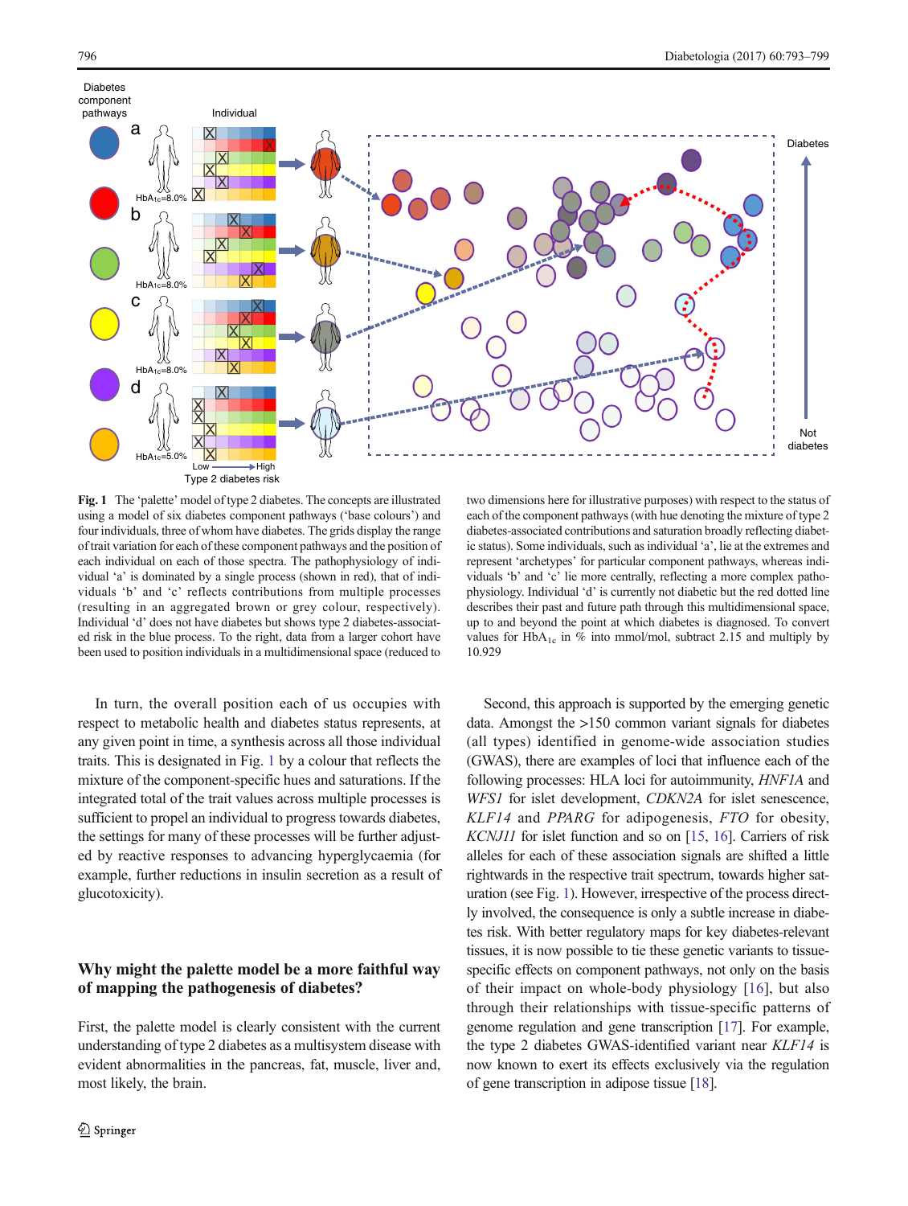Diabetes component pathways

Individual

a

$HbA_{1c}$=8.0%

b

$HbA_{1c}$=8.0%

c

$HbA_{1c}$=8.0%

d

$HbA_{1c}$=5.0%

Low → High

Type 2 diabetes risk

Diabetes

Not diabetes

**Fig. 1** The 'palette' model of type 2 diabetes. The concepts are illustrated using a model of six diabetes component pathways ('base colours') and four individuals, three of whom have diabetes. The grids display the range of trait variation for each of these component pathways and the position of each individual on each of those spectra. The pathophysiology of individual 'a' is dominated by a single process (shown in red), that of individuals 'b' and 'c' reflects contributions from multiple processes (resulting in an aggregated brown or grey colour, respectively). Individual 'd' does not have diabetes but shows type 2 diabetes-associated risk in the blue process. To the right, data from a larger cohort have been used to position individuals in a multidimensional space (reduced to two dimensions here for illustrative purposes) with respect to the status of each of the component pathways (with hue denoting the mixture of type 2 diabetes-associated contributions and saturation broadly reflecting diabetic status). Some individuals, such as individual 'a', lie at the extremes and represent 'archetypes' for particular component pathways, whereas individuals 'b' and 'c' lie more centrally, reflecting a more complex pathophysiology. Individual 'd' is currently not diabetic but the red dotted line describes their past and future path through this multidimensional space, up to and beyond the point at which diabetes is diagnosed. To convert values for $HbA_{1c}$ in % into mmol/mol, subtract 2.15 and multiply by 10.929

In turn, the overall position each of us occupies with respect to metabolic health and diabetes status represents, at any given point in time, a synthesis across all those individual traits. This is designated in Fig. 1 by a colour that reflects the mixture of the component-specific hues and saturations. If the integrated total of the trait values across multiple processes is sufficient to propel an individual to progress towards diabetes, the settings for many of these processes will be further adjusted by reactive responses to advancing hyperglycaemia (for example, further reductions in insulin secretion as a result of glucotoxicity).

## Why might the palette model be a more faithful way of mapping the pathogenesis of diabetes?

First, the palette model is clearly consistent with the current understanding of type 2 diabetes as a multisystem disease with evident abnormalities in the pancreas, fat, muscle, liver and, most likely, the brain.

Second, this approach is supported by the emerging genetic data. Amongst the >150 common variant signals for diabetes (all types) identified in genome-wide association studies (GWAS), there are examples of loci that influence each of the following processes: HLA loci for autoimmunity, *HNF1A* and *WFS1* for islet development, *CDKN2A* for islet senescence, *KLF14* and *PPARG* for adipogenesis, *FTO* for obesity, *KCNJ11* for islet function and so on [15, 16]. Carriers of risk alleles for each of these association signals are shifted a little rightwards in the respective trait spectrum, towards higher saturation (see Fig. 1). However, irrespective of the process directly involved, the consequence is only a subtle increase in diabetes risk. With better regulatory maps for key diabetes-relevant tissues, it is now possible to tie these genetic variants to tissue-specific effects on component pathways, not only on the basis of their impact on whole-body physiology [16], but also through their relationships with tissue-specific patterns of genome regulation and gene transcription [17]. For example, the type 2 diabetes GWAS-identified variant near *KLF14* is now known to exert its effects exclusively via the regulation of gene transcription in adipose tissue [18].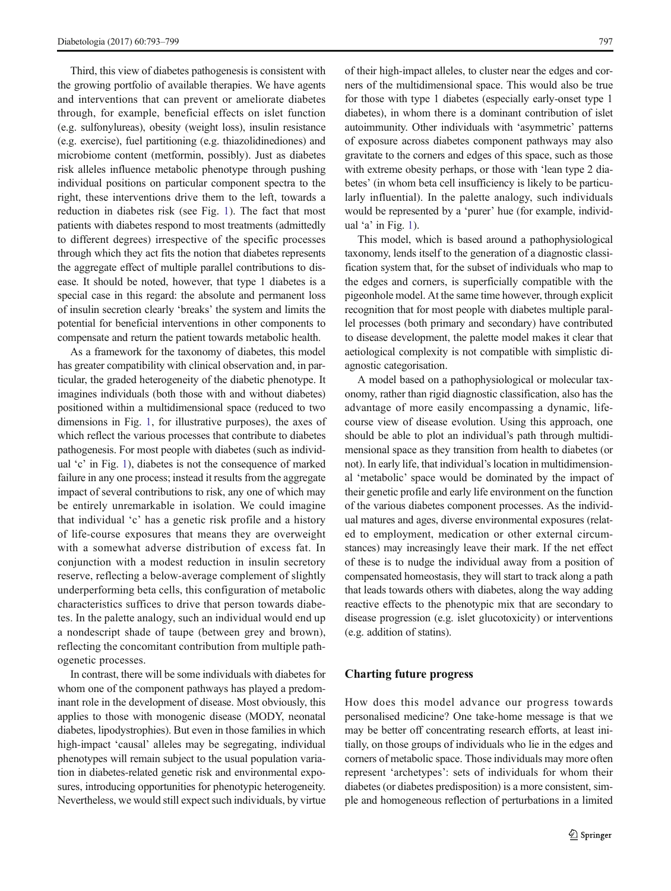Third, this view of diabetes pathogenesis is consistent with the growing portfolio of available therapies. We have agents and interventions that can prevent or ameliorate diabetes through, for example, beneficial effects on islet function (e.g. sulfonylureas), obesity (weight loss), insulin resistance (e.g. exercise), fuel partitioning (e.g. thiazolidinediones) and microbiome content (metformin, possibly). Just as diabetes risk alleles influence metabolic phenotype through pushing individual positions on particular component spectra to the right, these interventions drive them to the left, towards a reduction in diabetes risk (see Fig. 1). The fact that most patients with diabetes respond to most treatments (admittedly to different degrees) irrespective of the specific processes through which they act fits the notion that diabetes represents the aggregate effect of multiple parallel contributions to disease. It should be noted, however, that type 1 diabetes is a special case in this regard: the absolute and permanent loss of insulin secretion clearly 'breaks' the system and limits the potential for beneficial interventions in other components to compensate and return the patient towards metabolic health.

As a framework for the taxonomy of diabetes, this model has greater compatibility with clinical observation and, in particular, the graded heterogeneity of the diabetic phenotype. It imagines individuals (both those with and without diabetes) positioned within a multidimensional space (reduced to two dimensions in Fig. 1, for illustrative purposes), the axes of which reflect the various processes that contribute to diabetes pathogenesis. For most people with diabetes (such as individual 'c' in Fig. 1), diabetes is not the consequence of marked failure in any one process; instead it results from the aggregate impact of several contributions to risk, any one of which may be entirely unremarkable in isolation. We could imagine that individual 'c' has a genetic risk profile and a history of life-course exposures that means they are overweight with a somewhat adverse distribution of excess fat. In conjunction with a modest reduction in insulin secretory reserve, reflecting a below-average complement of slightly underperforming beta cells, this configuration of metabolic characteristics suffices to drive that person towards diabetes. In the palette analogy, such an individual would end up a nondescript shade of taupe (between grey and brown), reflecting the concomitant contribution from multiple pathogenetic processes.

In contrast, there will be some individuals with diabetes for whom one of the component pathways has played a predominant role in the development of disease. Most obviously, this applies to those with monogenic disease (MODY, neonatal diabetes, lipodystrophies). But even in those families in which high-impact 'causal' alleles may be segregating, individual phenotypes will remain subject to the usual population variation in diabetes-related genetic risk and environmental exposures, introducing opportunities for phenotypic heterogeneity. Nevertheless, we would still expect such individuals, by virtue of their high-impact alleles, to cluster near the edges and corners of the multidimensional space. This would also be true for those with type 1 diabetes (especially early-onset type 1 diabetes), in whom there is a dominant contribution of islet autoimmunity. Other individuals with 'asymmetric' patterns of exposure across diabetes component pathways may also gravitate to the corners and edges of this space, such as those with extreme obesity perhaps, or those with 'lean type 2 diabetes' (in whom beta cell insufficiency is likely to be particularly influential). In the palette analogy, such individuals would be represented by a 'purer' hue (for example, individual 'a' in Fig. 1).

This model, which is based around a pathophysiological taxonomy, lends itself to the generation of a diagnostic classification system that, for the subset of individuals who map to the edges and corners, is superficially compatible with the pigeonhole model. At the same time however, through explicit recognition that for most people with diabetes multiple parallel processes (both primary and secondary) have contributed to disease development, the palette model makes it clear that aetiological complexity is not compatible with simplistic diagnostic categorisation.

A model based on a pathophysiological or molecular taxonomy, rather than rigid diagnostic classification, also has the advantage of more easily encompassing a dynamic, life-course view of disease evolution. Using this approach, one should be able to plot an individual's path through multidimensional space as they transition from health to diabetes (or not). In early life, that individual's location in multidimensional 'metabolic' space would be dominated by the impact of their genetic profile and early life environment on the function of the various diabetes component processes. As the individual matures and ages, diverse environmental exposures (related to employment, medication or other external circumstances) may increasingly leave their mark. If the net effect of these is to nudge the individual away from a position of compensated homeostasis, they will start to track along a path that leads towards others with diabetes, along the way adding reactive effects to the phenotypic mix that are secondary to disease progression (e.g. islet glucotoxicity) or interventions (e.g. addition of statins).

## Charting future progress

How does this model advance our progress towards personalised medicine? One take-home message is that we may be better off concentrating research efforts, at least initially, on those groups of individuals who lie in the edges and corners of metabolic space. Those individuals may more often represent 'archetypes': sets of individuals for whom their diabetes (or diabetes predisposition) is a more consistent, simple and homogeneous reflection of perturbations in a limited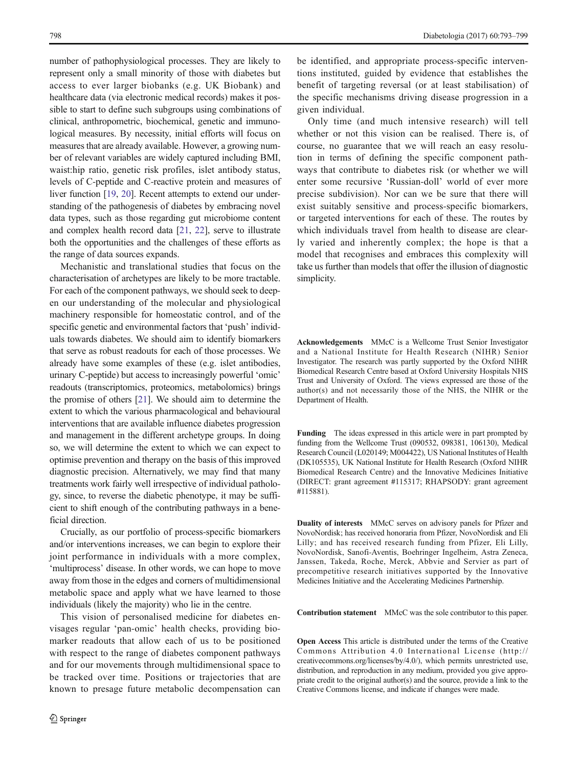number of pathophysiological processes. They are likely to represent only a small minority of those with diabetes but access to ever larger biobanks (e.g. UK Biobank) and healthcare data (via electronic medical records) makes it possible to start to define such subgroups using combinations of clinical, anthropometric, biochemical, genetic and immunological measures. By necessity, initial efforts will focus on measures that are already available. However, a growing number of relevant variables are widely captured including BMI, waist:hip ratio, genetic risk profiles, islet antibody status, levels of C-peptide and C-reactive protein and measures of liver function [19, 20]. Recent attempts to extend our understanding of the pathogenesis of diabetes by embracing novel data types, such as those regarding gut microbiome content and complex health record data [21, 22], serve to illustrate both the opportunities and the challenges of these efforts as the range of data sources expands.

Mechanistic and translational studies that focus on the characterisation of archetypes are likely to be more tractable. For each of the component pathways, we should seek to deepen our understanding of the molecular and physiological machinery responsible for homeostatic control, and of the specific genetic and environmental factors that 'push' individuals towards diabetes. We should aim to identify biomarkers that serve as robust readouts for each of those processes. We already have some examples of these (e.g. islet antibodies, urinary C-peptide) but access to increasingly powerful 'omic' readouts (transcriptomics, proteomics, metabolomics) brings the promise of others [21]. We should aim to determine the extent to which the various pharmacological and behavioural interventions that are available influence diabetes progression and management in the different archetype groups. In doing so, we will determine the extent to which we can expect to optimise prevention and therapy on the basis of this improved diagnostic precision. Alternatively, we may find that many treatments work fairly well irrespective of individual pathology, since, to reverse the diabetic phenotype, it may be sufficient to shift enough of the contributing pathways in a beneficial direction.

Crucially, as our portfolio of process-specific biomarkers and/or interventions increases, we can begin to explore their joint performance in individuals with a more complex, 'multiprocess' disease. In other words, we can hope to move away from those in the edges and corners of multidimensional metabolic space and apply what we have learned to those individuals (likely the majority) who lie in the centre.

This vision of personalised medicine for diabetes envisages regular 'pan-omic' health checks, providing biomarker readouts that allow each of us to be positioned with respect to the range of diabetes component pathways and for our movements through multidimensional space to be tracked over time. Positions or trajectories that are known to presage future metabolic decompensation can be identified, and appropriate process-specific interventions instituted, guided by evidence that establishes the benefit of targeting reversal (or at least stabilisation) of the specific mechanisms driving disease progression in a given individual.

Only time (and much intensive research) will tell whether or not this vision can be realised. There is, of course, no guarantee that we will reach an easy resolution in terms of defining the specific component pathways that contribute to diabetes risk (or whether we will enter some recursive 'Russian-doll' world of ever more precise subdivision). Nor can we be sure that there will exist suitably sensitive and process-specific biomarkers, or targeted interventions for each of these. The routes by which individuals travel from health to disease are clearly varied and inherently complex; the hope is that a model that recognises and embraces this complexity will take us further than models that offer the illusion of diagnostic simplicity.

**Acknowledgements** MMcC is a Wellcome Trust Senior Investigator and a National Institute for Health Research (NIHR) Senior Investigator. The research was partly supported by the Oxford NIHR Biomedical Research Centre based at Oxford University Hospitals NHS Trust and University of Oxford. The views expressed are those of the author(s) and not necessarily those of the NHS, the NIHR or the Department of Health.

**Funding** The ideas expressed in this article were in part prompted by funding from the Wellcome Trust (090532, 098381, 106130), Medical Research Council (L020149; M004422), US National Institutes of Health (DK105535), UK National Institute for Health Research (Oxford NIHR Biomedical Research Centre) and the Innovative Medicines Initiative (DIRECT: grant agreement #115317; RHAPSODY: grant agreement #115881).

**Duality of interests** MMcC serves on advisory panels for Pfizer and NovoNordisk; has received honoraria from Pfizer, NovoNordisk and Eli Lilly; and has received research funding from Pfizer, Eli Lilly, NovoNordisk, Sanofi-Aventis, Boehringer Ingelheim, Astra Zeneca, Janssen, Takeda, Roche, Merck, Abbvie and Servier as part of precompetitive research initiatives supported by the Innovative Medicines Initiative and the Accelerating Medicines Partnership.

**Contribution statement** MMcC was the sole contributor to this paper.

**Open Access** This article is distributed under the terms of the Creative Commons Attribution 4.0 International License (http://creativecommons.org/licenses/by/4.0/), which permits unrestricted use, distribution, and reproduction in any medium, provided you give appropriate credit to the original author(s) and the source, provide a link to the Creative Commons license, and indicate if changes were made.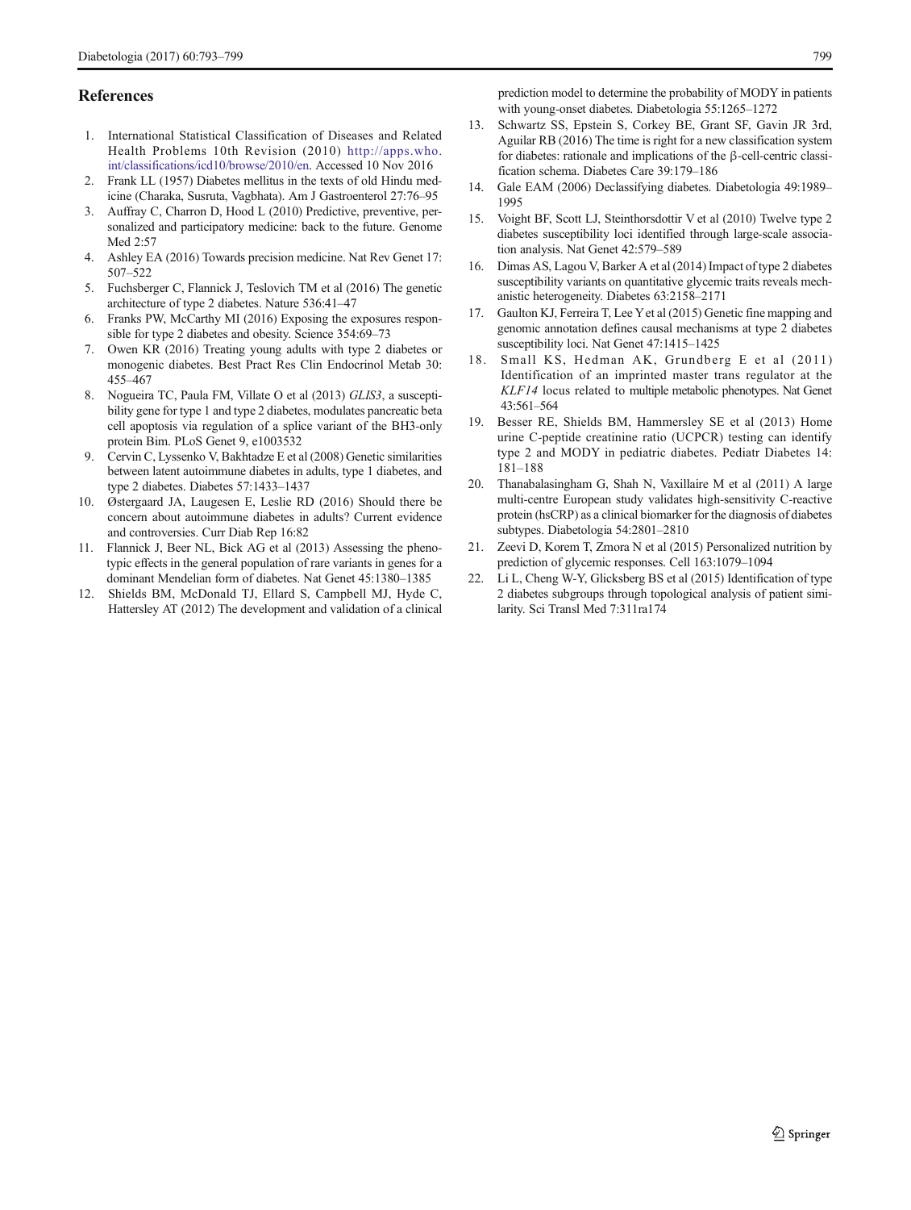## References

1. International Statistical Classification of Diseases and Related Health Problems 10th Revision (2010) http://apps.who.int/classifications/icd10/browse/2010/en. Accessed 10 Nov 2016
2. Frank LL (1957) Diabetes mellitus in the texts of old Hindu medicine (Charaka, Susruta, Vagbhata). Am J Gastroenterol 27:76–95
3. Auffray C, Charron D, Hood L (2010) Predictive, preventive, personalized and participatory medicine: back to the future. Genome Med 2:57
4. Ashley EA (2016) Towards precision medicine. Nat Rev Genet 17: 507–522
5. Fuchsberger C, Flannick J, Teslovich TM et al (2016) The genetic architecture of type 2 diabetes. Nature 536:41–47
6. Franks PW, McCarthy MI (2016) Exposing the exposures responsible for type 2 diabetes and obesity. Science 354:69–73
7. Owen KR (2016) Treating young adults with type 2 diabetes or monogenic diabetes. Best Pract Res Clin Endocrinol Metab 30: 455–467
8. Nogueira TC, Paula FM, Villate O et al (2013) *GLIS3*, a susceptibility gene for type 1 and type 2 diabetes, modulates pancreatic beta cell apoptosis via regulation of a splice variant of the BH3-only protein Bim. PLoS Genet 9, e1003532
9. Cervin C, Lyssenko V, Bakhtadze E et al (2008) Genetic similarities between latent autoimmune diabetes in adults, type 1 diabetes, and type 2 diabetes. Diabetes 57:1433–1437
10. Østergaard JA, Laugesen E, Leslie RD (2016) Should there be concern about autoimmune diabetes in adults? Current evidence and controversies. Curr Diab Rep 16:82
11. Flannick J, Beer NL, Bick AG et al (2013) Assessing the phenotypic effects in the general population of rare variants in genes for a dominant Mendelian form of diabetes. Nat Genet 45:1380–1385
12. Shields BM, McDonald TJ, Ellard S, Campbell MJ, Hyde C, Hattersley AT (2012) The development and validation of a clinical prediction model to determine the probability of MODY in patients with young-onset diabetes. Diabetologia 55:1265–1272
13. Schwartz SS, Epstein S, Corkey BE, Grant SF, Gavin JR 3rd, Aguilar RB (2016) The time is right for a new classification system for diabetes: rationale and implications of the β-cell-centric classification schema. Diabetes Care 39:179–186
14. Gale EAM (2006) Declassifying diabetes. Diabetologia 49:1989–1995
15. Voight BF, Scott LJ, Steinthorsdottir V et al (2010) Twelve type 2 diabetes susceptibility loci identified through large-scale association analysis. Nat Genet 42:579–589
16. Dimas AS, Lagou V, Barker A et al (2014) Impact of type 2 diabetes susceptibility variants on quantitative glycemic traits reveals mechanistic heterogeneity. Diabetes 63:2158–2171
17. Gaulton KJ, Ferreira T, Lee Y et al (2015) Genetic fine mapping and genomic annotation defines causal mechanisms at type 2 diabetes susceptibility loci. Nat Genet 47:1415–1425
18. Small KS, Hedman AK, Grundberg E et al (2011) Identification of an imprinted master trans regulator at the *KLF14* locus related to multiple metabolic phenotypes. Nat Genet 43:561–564
19. Besser RE, Shields BM, Hammersley SE et al (2013) Home urine C-peptide creatinine ratio (UCPCR) testing can identify type 2 and MODY in pediatric diabetes. Pediatr Diabetes 14: 181–188
20. Thanabalasingham G, Shah N, Vaxillaire M et al (2011) A large multi-centre European study validates high-sensitivity C-reactive protein (hsCRP) as a clinical biomarker for the diagnosis of diabetes subtypes. Diabetologia 54:2801–2810
21. Zeevi D, Korem T, Zmora N et al (2015) Personalized nutrition by prediction of glycemic responses. Cell 163:1079–1094
22. Li L, Cheng W-Y, Glicksberg BS et al (2015) Identification of type 2 diabetes subgroups through topological analysis of patient similarity. Sci Transl Med 7:311ra174